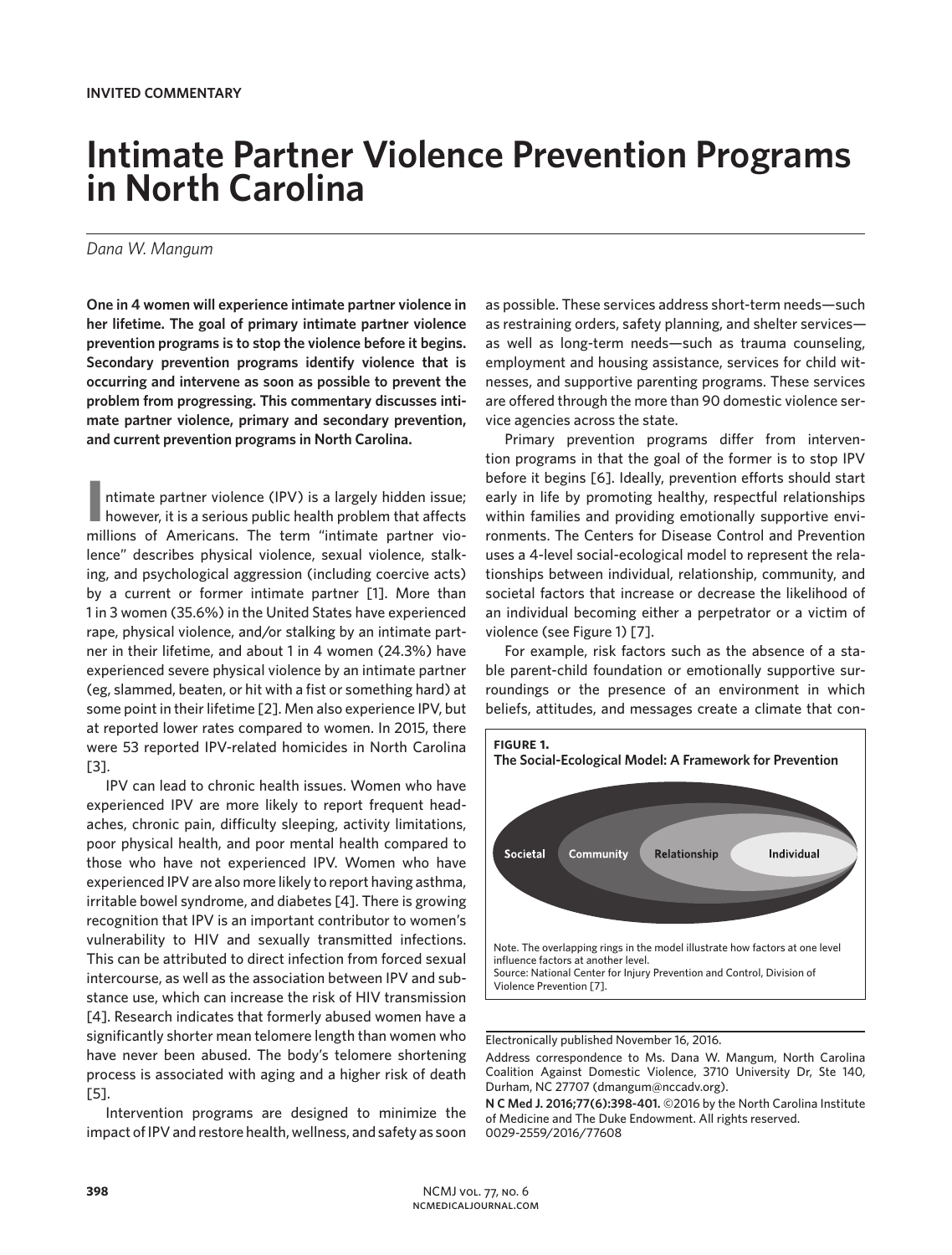**INVITED COMMENTARY**

# Intimate Partner Violence Prevention Programs in North Carolina

*Dana W. Mangum*

**One in 4 women will experience intimate partner violence in her lifetime. The goal of primary intimate partner violence prevention programs is to stop the violence before it begins. Secondary prevention programs identify violence that is occurring and intervene as soon as possible to prevent the problem from progressing. This commentary discusses intimate partner violence, primary and secondary prevention, and current prevention programs in North Carolina.**

Intimate partner violence (IPV) is a largely hidden issue; however, it is a serious public health problem that affects millions of Americans. The term "intimate partner violence" describes physical violence, sexual violence, stalking, and psychological aggression (including coercive acts) by a current or former intimate partner [1]. More than 1 in 3 women (35.6%) in the United States have experienced rape, physical violence, and/or stalking by an intimate partner in their lifetime, and about 1 in 4 women (24.3%) have experienced severe physical violence by an intimate partner (eg, slammed, beaten, or hit with a fist or something hard) at some point in their lifetime [2]. Men also experience IPV, but at reported lower rates compared to women. In 2015, there were 53 reported IPV-related homicides in North Carolina [3].

IPV can lead to chronic health issues. Women who have experienced IPV are more likely to report frequent headaches, chronic pain, difficulty sleeping, activity limitations, poor physical health, and poor mental health compared to those who have not experienced IPV. Women who have experienced IPV are also more likely to report having asthma, irritable bowel syndrome, and diabetes [4]. There is growing recognition that IPV is an important contributor to women's vulnerability to HIV and sexually transmitted infections. This can be attributed to direct infection from forced sexual intercourse, as well as the association between IPV and substance use, which can increase the risk of HIV transmission [4]. Research indicates that formerly abused women have a significantly shorter mean telomere length than women who have never been abused. The body's telomere shortening process is associated with aging and a higher risk of death [5].

Intervention programs are designed to minimize the impact of IPV and restore health, wellness, and safety as soon as possible. These services address short-term needs—such as restraining orders, safety planning, and shelter services—as well as long-term needs—such as trauma counseling, employment and housing assistance, services for child witnesses, and supportive parenting programs. These services are offered through the more than 90 domestic violence service agencies across the state.

Primary prevention programs differ from intervention programs in that the goal of the former is to stop IPV before it begins [6]. Ideally, prevention efforts should start early in life by promoting healthy, respectful relationships within families and providing emotionally supportive environments. The Centers for Disease Control and Prevention uses a 4-level social-ecological model to represent the relationships between individual, relationship, community, and societal factors that increase or decrease the likelihood of an individual becoming either a perpetrator or a victim of violence (see Figure 1) [7].

**FIGURE 1.**
**The Social-Ecological Model: A Framework for Prevention**

Societal | Community | Relationship | Individual

Note. The overlapping rings in the model illustrate how factors at one level influence factors at another level.
Source: National Center for Injury Prevention and Control, Division of Violence Prevention [7].

For example, risk factors such as the absence of a stable parent-child foundation or emotionally supportive surroundings or the presence of an environment in which beliefs, attitudes, and messages create a climate that con-

---

Electronically published November 16, 2016.

Address correspondence to Ms. Dana W. Mangum, North Carolina Coalition Against Domestic Violence, 3710 University Dr, Ste 140, Durham, NC 27707 (dmangum@nccadv.org).

**N C Med J. 2016;77(6):398-401.** ©2016 by the North Carolina Institute of Medicine and The Duke Endowment. All rights reserved. 0029-2559/2016/77608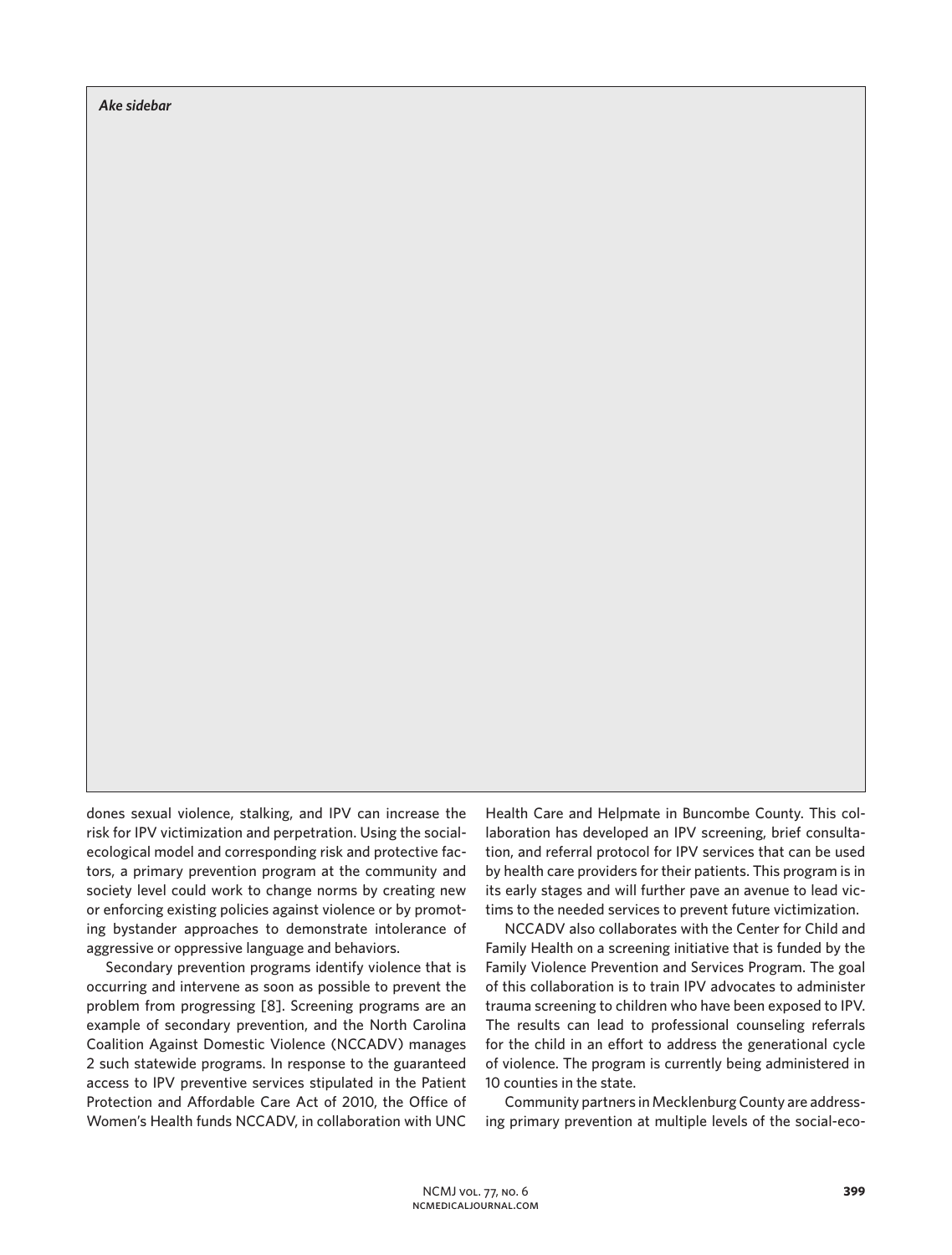*Ake sidebar*

dones sexual violence, stalking, and IPV can increase the risk for IPV victimization and perpetration. Using the social-ecological model and corresponding risk and protective factors, a primary prevention program at the community and society level could work to change norms by creating new or enforcing existing policies against violence or by promoting bystander approaches to demonstrate intolerance of aggressive or oppressive language and behaviors.

Secondary prevention programs identify violence that is occurring and intervene as soon as possible to prevent the problem from progressing [8]. Screening programs are an example of secondary prevention, and the North Carolina Coalition Against Domestic Violence (NCCADV) manages 2 such statewide programs. In response to the guaranteed access to IPV preventive services stipulated in the Patient Protection and Affordable Care Act of 2010, the Office of Women's Health funds NCCADV, in collaboration with UNC Health Care and Helpmate in Buncombe County. This collaboration has developed an IPV screening, brief consultation, and referral protocol for IPV services that can be used by health care providers for their patients. This program is in its early stages and will further pave an avenue to lead victims to the needed services to prevent future victimization.

NCCADV also collaborates with the Center for Child and Family Health on a screening initiative that is funded by the Family Violence Prevention and Services Program. The goal of this collaboration is to train IPV advocates to administer trauma screening to children who have been exposed to IPV. The results can lead to professional counseling referrals for the child in an effort to address the generational cycle of violence. The program is currently being administered in 10 counties in the state.

Community partners in Mecklenburg County are addressing primary prevention at multiple levels of the social-eco-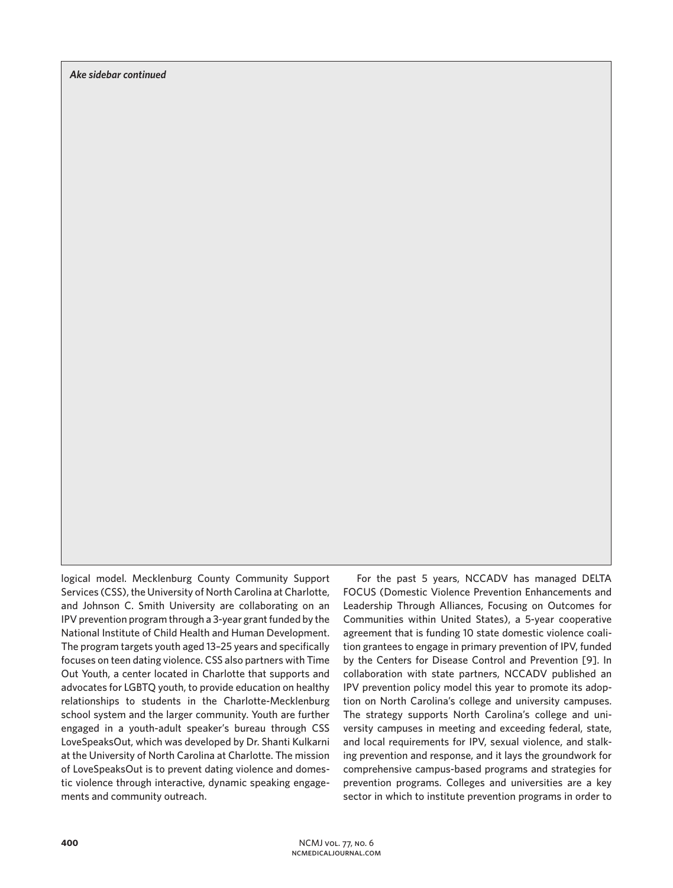*Ake sidebar continued*

logical model. Mecklenburg County Community Support Services (CSS), the University of North Carolina at Charlotte, and Johnson C. Smith University are collaborating on an IPV prevention program through a 3-year grant funded by the National Institute of Child Health and Human Development. The program targets youth aged 13–25 years and specifically focuses on teen dating violence. CSS also partners with Time Out Youth, a center located in Charlotte that supports and advocates for LGBTQ youth, to provide education on healthy relationships to students in the Charlotte-Mecklenburg school system and the larger community. Youth are further engaged in a youth-adult speaker's bureau through CSS LoveSpeaksOut, which was developed by Dr. Shanti Kulkarni at the University of North Carolina at Charlotte. The mission of LoveSpeaksOut is to prevent dating violence and domestic violence through interactive, dynamic speaking engagements and community outreach.

For the past 5 years, NCCADV has managed DELTA FOCUS (Domestic Violence Prevention Enhancements and Leadership Through Alliances, Focusing on Outcomes for Communities within United States), a 5-year cooperative agreement that is funding 10 state domestic violence coalition grantees to engage in primary prevention of IPV, funded by the Centers for Disease Control and Prevention [9]. In collaboration with state partners, NCCADV published an IPV prevention policy model this year to promote its adoption on North Carolina's college and university campuses. The strategy supports North Carolina's college and university campuses in meeting and exceeding federal, state, and local requirements for IPV, sexual violence, and stalking prevention and response, and it lays the groundwork for comprehensive campus-based programs and strategies for prevention programs. Colleges and universities are a key sector in which to institute prevention programs in order to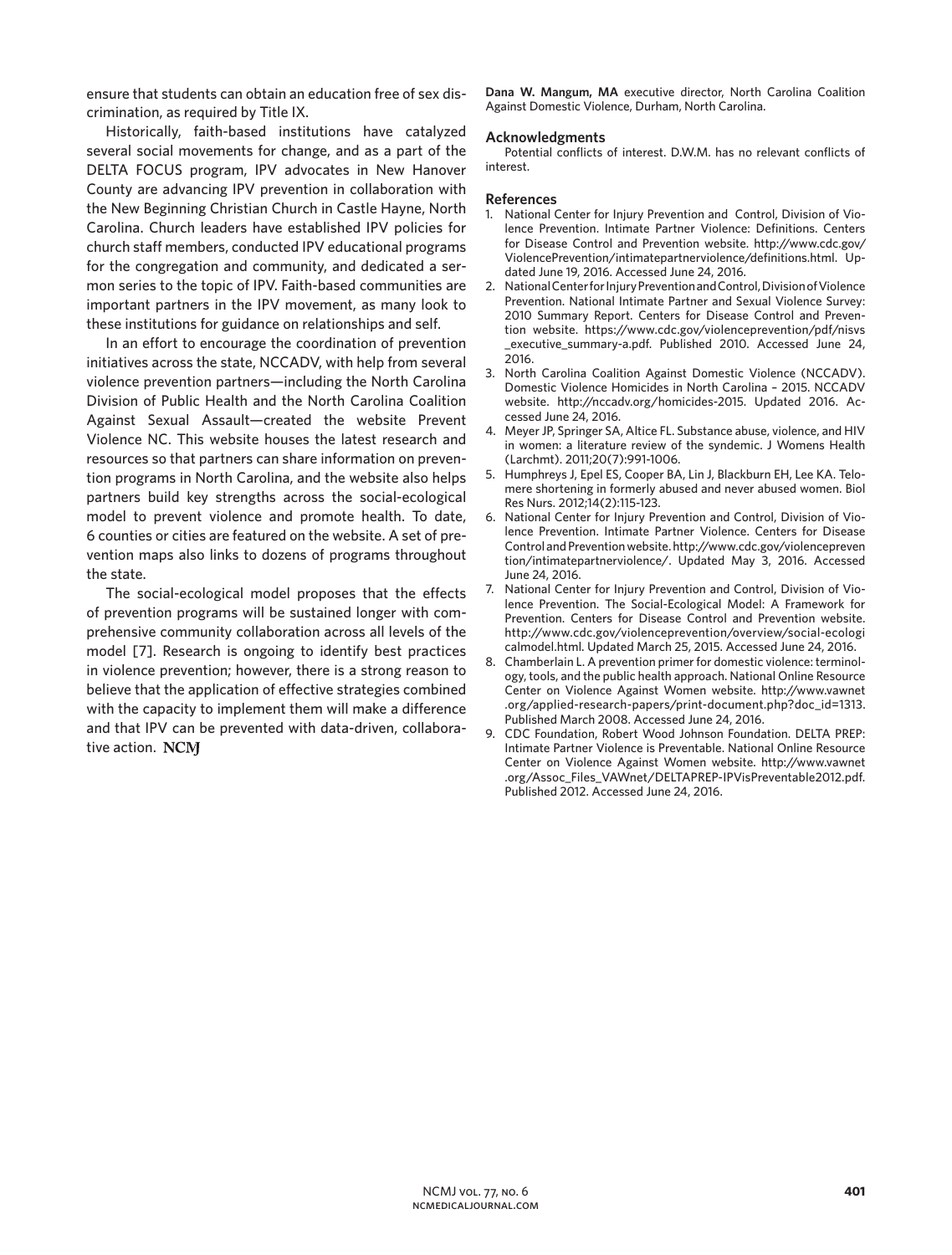ensure that students can obtain an education free of sex discrimination, as required by Title IX.

Historically, faith-based institutions have catalyzed several social movements for change, and as a part of the DELTA FOCUS program, IPV advocates in New Hanover County are advancing IPV prevention in collaboration with the New Beginning Christian Church in Castle Hayne, North Carolina. Church leaders have established IPV policies for church staff members, conducted IPV educational programs for the congregation and community, and dedicated a sermon series to the topic of IPV. Faith-based communities are important partners in the IPV movement, as many look to these institutions for guidance on relationships and self.

In an effort to encourage the coordination of prevention initiatives across the state, NCCADV, with help from several violence prevention partners—including the North Carolina Division of Public Health and the North Carolina Coalition Against Sexual Assault—created the website Prevent Violence NC. This website houses the latest research and resources so that partners can share information on prevention programs in North Carolina, and the website also helps partners build key strengths across the social-ecological model to prevent violence and promote health. To date, 6 counties or cities are featured on the website. A set of prevention maps also links to dozens of programs throughout the state.

The social-ecological model proposes that the effects of prevention programs will be sustained longer with comprehensive community collaboration across all levels of the model [7]. Research is ongoing to identify best practices in violence prevention; however, there is a strong reason to believe that the application of effective strategies combined with the capacity to implement them will make a difference and that IPV can be prevented with data-driven, collaborative action. NCMJ

**Dana W. Mangum, MA** executive director, North Carolina Coalition Against Domestic Violence, Durham, North Carolina.

### Acknowledgments

Potential conflicts of interest. D.W.M. has no relevant conflicts of interest.

### References

1. National Center for Injury Prevention and Control, Division of Violence Prevention. Intimate Partner Violence: Definitions. Centers for Disease Control and Prevention website. http://www.cdc.gov/ViolencePrevention/intimatepartnerviolence/definitions.html. Updated June 19, 2016. Accessed June 24, 2016.
2. National Center for Injury Prevention and Control, Division of Violence Prevention. National Intimate Partner and Sexual Violence Survey: 2010 Summary Report. Centers for Disease Control and Prevention website. https://www.cdc.gov/violenceprevention/pdf/nisvs_executive_summary-a.pdf. Published 2010. Accessed June 24, 2016.
3. North Carolina Coalition Against Domestic Violence (NCCADV). Domestic Violence Homicides in North Carolina – 2015. NCCADV website. http://nccadv.org/homicides-2015. Updated 2016. Accessed June 24, 2016.
4. Meyer JP, Springer SA, Altice FL. Substance abuse, violence, and HIV in women: a literature review of the syndemic. J Womens Health (Larchmt). 2011;20(7):991-1006.
5. Humphreys J, Epel ES, Cooper BA, Lin J, Blackburn EH, Lee KA. Telomere shortening in formerly abused and never abused women. Biol Res Nurs. 2012;14(2):115-123.
6. National Center for Injury Prevention and Control, Division of Violence Prevention. Intimate Partner Violence. Centers for Disease Control and Prevention website. http://www.cdc.gov/violenceprevention/intimatepartnerviolence/. Updated May 3, 2016. Accessed June 24, 2016.
7. National Center for Injury Prevention and Control, Division of Violence Prevention. The Social-Ecological Model: A Framework for Prevention. Centers for Disease Control and Prevention website. http://www.cdc.gov/violenceprevention/overview/social-ecologicalmodel.html. Updated March 25, 2015. Accessed June 24, 2016.
8. Chamberlain L. A prevention primer for domestic violence: terminology, tools, and the public health approach. National Online Resource Center on Violence Against Women website. http://www.vawnet.org/applied-research-papers/print-document.php?doc_id=1313. Published March 2008. Accessed June 24, 2016.
9. CDC Foundation, Robert Wood Johnson Foundation. DELTA PREP: Intimate Partner Violence is Preventable. National Online Resource Center on Violence Against Women website. http://www.vawnet.org/Assoc_Files_VAWnet/DELTAPREP-IPVisPreventable2012.pdf. Published 2012. Accessed June 24, 2016.